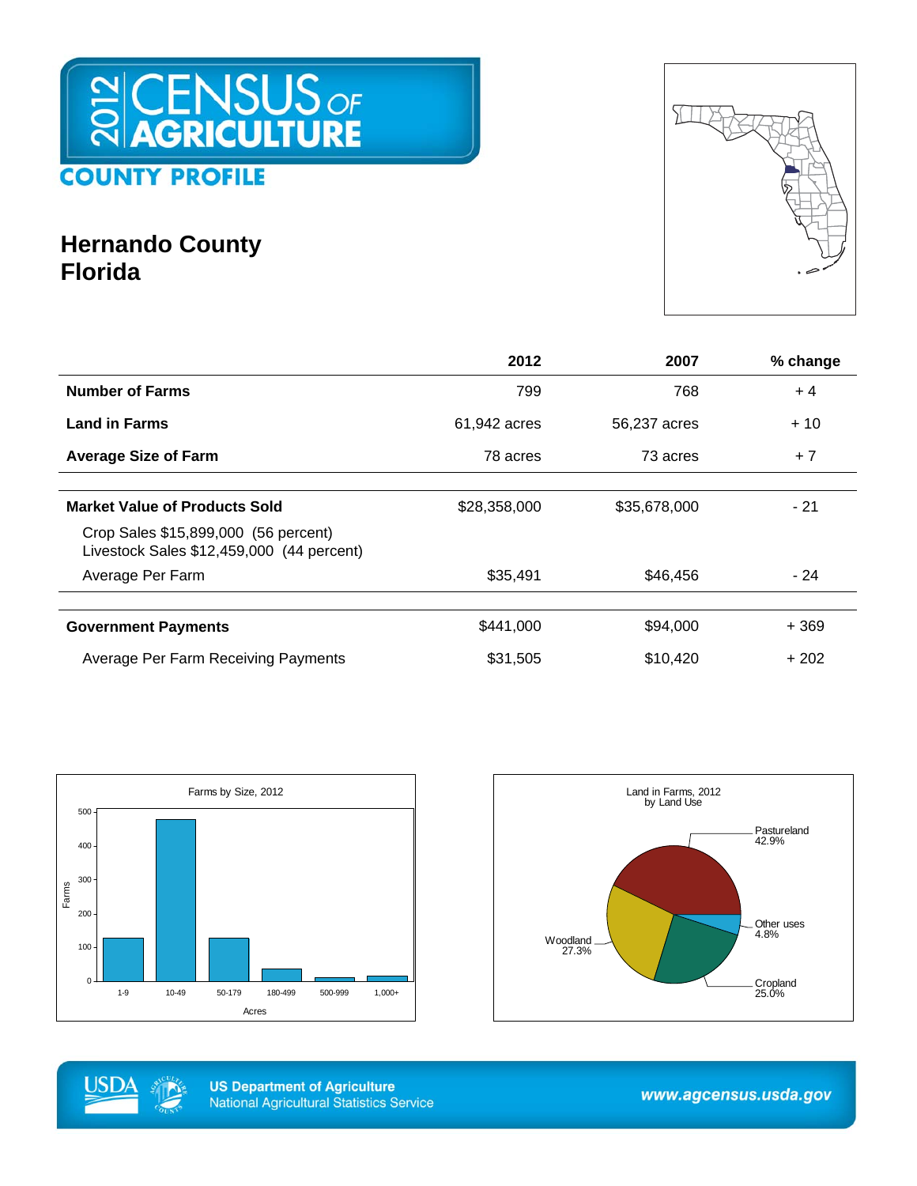# 2012 CENSUS OF AGRICULTURE

## COUNTY PROFILE

# Hernando County Florida

| | 2012 | 2007 | % change |
|---|---|---|---|
| **Number of Farms** | 799 | 768 | + 4 |
| **Land in Farms** | 61,942 acres | 56,237 acres | + 10 |
| **Average Size of Farm** | 78 acres | 73 acres | + 7 |
| **Market Value of Products Sold** | $28,358,000 | $35,678,000 | - 21 |
| Crop Sales $15,899,000 (56 percent)<br>Livestock Sales $12,459,000 (44 percent) | | | |
| Average Per Farm | $35,491 | $46,456 | - 24 |
| **Government Payments** | $441,000 | $94,000 | + 369 |
| Average Per Farm Receiving Payments | $31,505 | $10,420 | + 202 |

Farms by Size, 2012

| Acres | 1-9 | 10-49 | 50-179 | 180-499 | 500-999 | 1,000+ |
|---|---|---|---|---|---|---|

Land in Farms, 2012 by Land Use

- Pastureland 42.9%
- Woodland 27.3%
- Cropland 25.0%
- Other uses 4.8%

US Department of Agriculture
National Agricultural Statistics Service

www.agcensus.usda.gov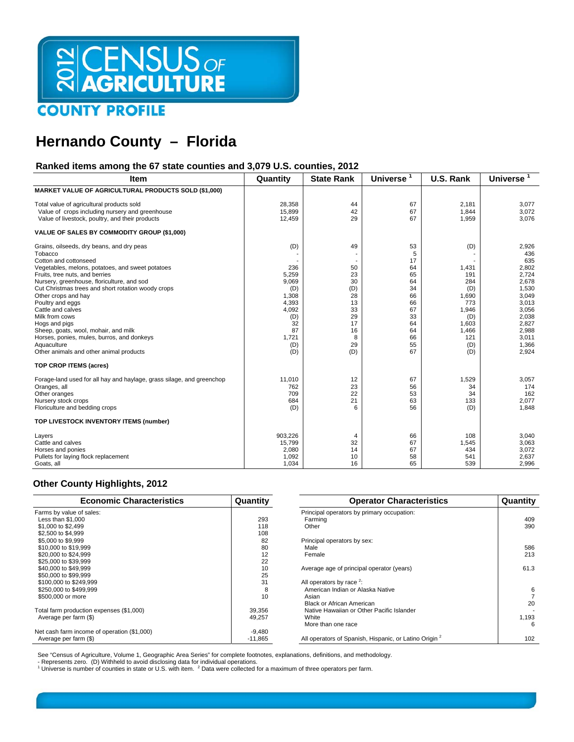# 2012 CENSUS OF AGRICULTURE

## COUNTY PROFILE

# Hernando County – Florida

### Ranked items among the 67 state counties and 3,079 U.S. counties, 2012

| Item | Quantity | State Rank | Universe [1] | U.S. Rank | Universe [1] |
|---|---|---|---|---|---|
| **MARKET VALUE OF AGRICULTURAL PRODUCTS SOLD ($1,000)** | | | | | |
| Total value of agricultural products sold | 28,358 | 44 | 67 | 2,181 | 3,077 |
| Value of crops including nursery and greenhouse | 15,899 | 42 | 67 | 1,844 | 3,072 |
| Value of livestock, poultry, and their products | 12,459 | 29 | 67 | 1,959 | 3,076 |
| **VALUE OF SALES BY COMMODITY GROUP ($1,000)** | | | | | |
| Grains, oilseeds, dry beans, and dry peas | (D) | 49 | 53 | (D) | 2,926 |
| Tobacco | - | - | 5 | - | 436 |
| Cotton and cottonseed | - | - | 17 | - | 635 |
| Vegetables, melons, potatoes, and sweet potatoes | 236 | 50 | 64 | 1,431 | 2,802 |
| Fruits, tree nuts, and berries | 5,259 | 23 | 65 | 191 | 2,724 |
| Nursery, greenhouse, floriculture, and sod | 9,069 | 30 | 64 | 284 | 2,678 |
| Cut Christmas trees and short rotation woody crops | (D) | (D) | 34 | (D) | 1,530 |
| Other crops and hay | 1,308 | 28 | 66 | 1,690 | 3,049 |
| Poultry and eggs | 4,393 | 13 | 66 | 773 | 3,013 |
| Cattle and calves | 4,092 | 33 | 67 | 1,946 | 3,056 |
| Milk from cows | (D) | 29 | 33 | (D) | 2,038 |
| Hogs and pigs | 32 | 17 | 64 | 1,603 | 2,827 |
| Sheep, goats, wool, mohair, and milk | 87 | 16 | 64 | 1,466 | 2,988 |
| Horses, ponies, mules, burros, and donkeys | 1,721 | 8 | 66 | 121 | 3,011 |
| Aquaculture | (D) | 29 | 55 | (D) | 1,366 |
| Other animals and other animal products | (D) | (D) | 67 | (D) | 2,924 |
| **TOP CROP ITEMS (acres)** | | | | | |
| Forage-land used for all hay and haylage, grass silage, and greenchop | 11,010 | 12 | 67 | 1,529 | 3,057 |
| Oranges, all | 762 | 23 | 56 | 34 | 174 |
| Other oranges | 709 | 22 | 53 | 34 | 162 |
| Nursery stock crops | 684 | 21 | 63 | 133 | 2,077 |
| Floriculture and bedding crops | (D) | 6 | 56 | (D) | 1,848 |
| **TOP LIVESTOCK INVENTORY ITEMS (number)** | | | | | |
| Layers | 903,226 | 4 | 66 | 108 | 3,040 |
| Cattle and calves | 15,799 | 32 | 67 | 1,545 | 3,063 |
| Horses and ponies | 2,080 | 14 | 67 | 434 | 3,072 |
| Pullets for laying flock replacement | 1,092 | 10 | 58 | 541 | 2,637 |
| Goats, all | 1,034 | 16 | 65 | 539 | 2,996 |

### Other County Highlights, 2012

| Economic Characteristics | Quantity |
|---|---|
| Farms by value of sales: | |
| Less than $1,000 | 293 |
| $1,000 to $2,499 | 118 |
| $2,500 to $4,999 | 108 |
| $5,000 to $9,999 | 82 |
| $10,000 to $19,999 | 80 |
| $20,000 to $24,999 | 12 |
| $25,000 to $39,999 | 22 |
| $40,000 to $49,999 | 10 |
| $50,000 to $99,999 | 25 |
| $100,000 to $249,999 | 31 |
| $250,000 to $499,999 | 8 |
| $500,000 or more | 10 |
| Total farm production expenses ($1,000) | 39,356 |
| Average per farm ($) | 49,257 |
| Net cash farm income of operation ($1,000) | -9,480 |
| Average per farm ($) | -11,865 |

| Operator Characteristics | Quantity |
|---|---|
| Principal operators by primary occupation: | |
| Farming | 409 |
| Other | 390 |
| Principal operators by sex: | |
| Male | 586 |
| Female | 213 |
| Average age of principal operator (years) | 61.3 |
| All operators by race [2]: | |
| American Indian or Alaska Native | 6 |
| Asian | 7 |
| Black or African American | 20 |
| Native Hawaiian or Other Pacific Islander | - |
| White | 1,193 |
| More than one race | 6 |
| All operators of Spanish, Hispanic, or Latino Origin [2] | 102 |

See "Census of Agriculture, Volume 1, Geographic Area Series" for complete footnotes, explanations, definitions, and methodology.
- Represents zero. (D) Withheld to avoid disclosing data for individual operations.
[1] Universe is number of counties in state or U.S. with item. [2] Data were collected for a maximum of three operators per farm.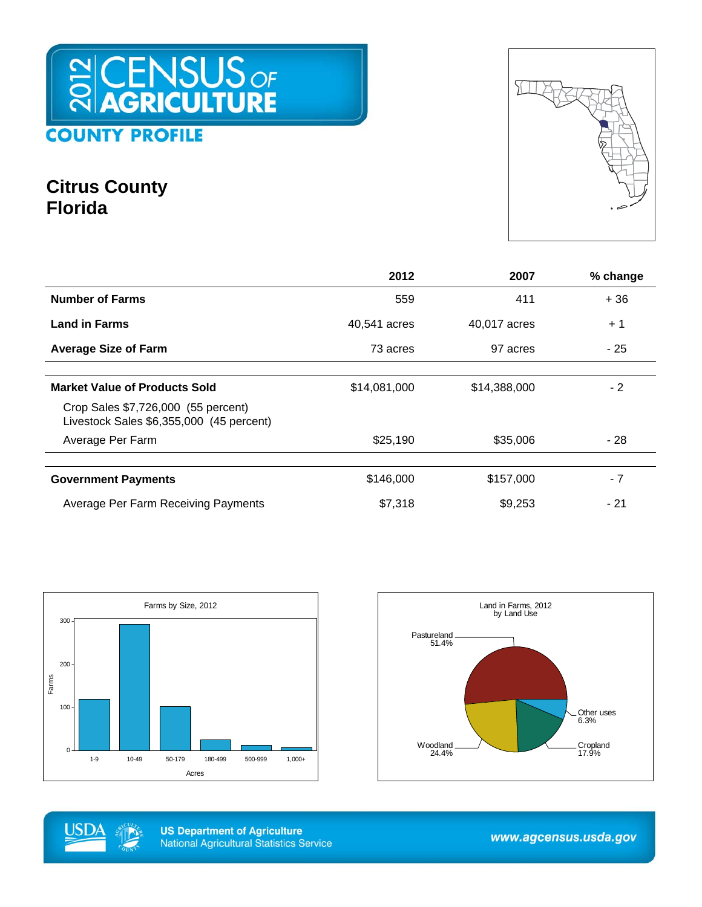# 2012 CENSUS OF AGRICULTURE

## COUNTY PROFILE

# Citrus County
# Florida

| | 2012 | 2007 | % change |
|---|---|---|---|
| **Number of Farms** | 559 | 411 | + 36 |
| **Land in Farms** | 40,541 acres | 40,017 acres | + 1 |
| **Average Size of Farm** | 73 acres | 97 acres | - 25 |
| **Market Value of Products Sold** | $14,081,000 | $14,388,000 | - 2 |
| Crop Sales $7,726,000 (55 percent) Livestock Sales $6,355,000 (45 percent) | | | |
| Average Per Farm | $25,190 | $35,006 | - 28 |
| **Government Payments** | $146,000 | $157,000 | - 7 |
| Average Per Farm Receiving Payments | $7,318 | $9,253 | - 21 |

Farms by Size, 2012

Land in Farms, 2012 by Land Use

- Pastureland 51.4%
- Woodland 24.4%
- Cropland 17.9%
- Other uses 6.3%

US Department of Agriculture
National Agricultural Statistics Service

www.agcensus.usda.gov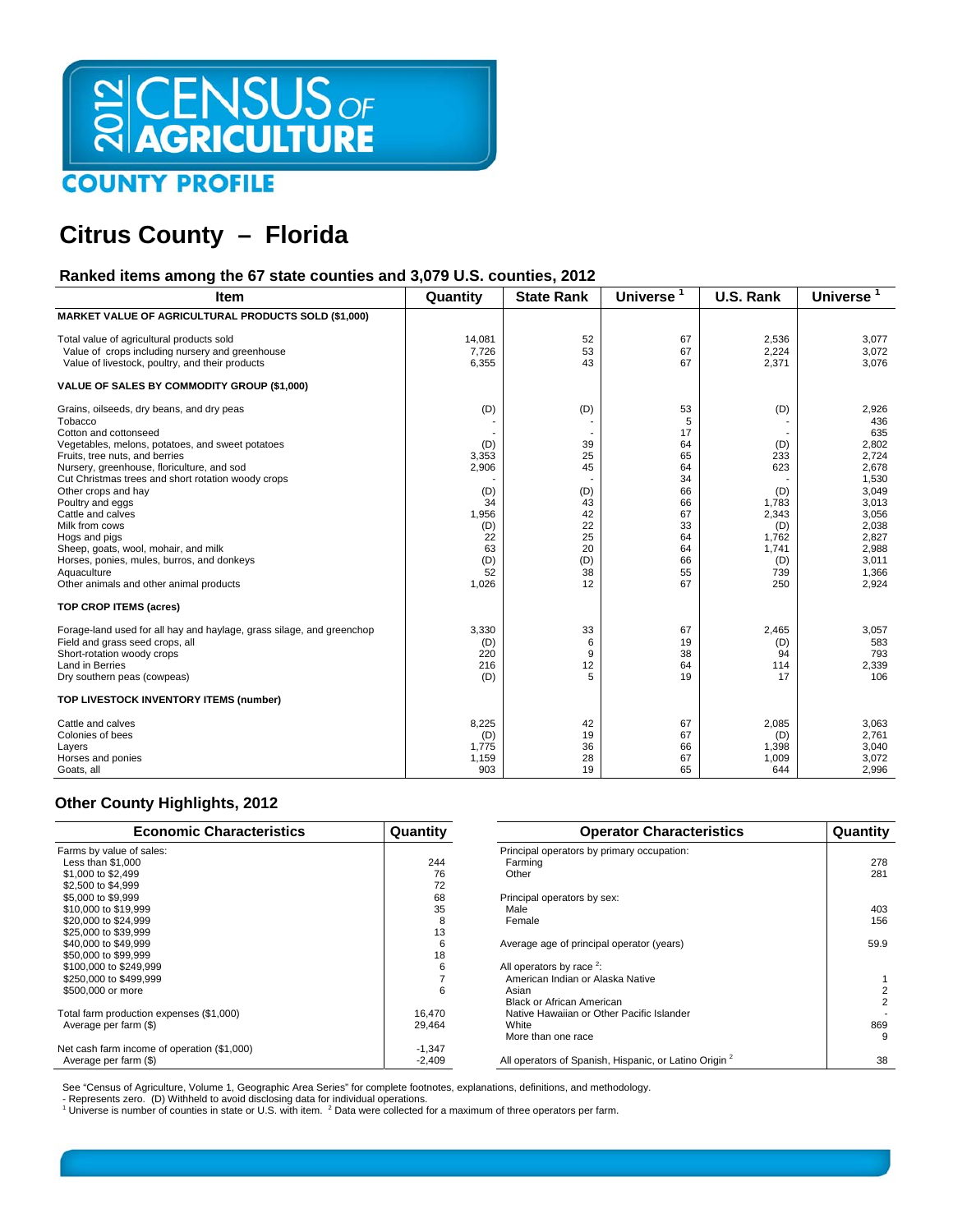# 2012 CENSUS OF AGRICULTURE

## COUNTY PROFILE

# Citrus County – Florida

### Ranked items among the 67 state counties and 3,079 U.S. counties, 2012

| Item | Quantity | State Rank | Universe [1] | U.S. Rank | Universe [1] |
|---|---|---|---|---|---|
| **MARKET VALUE OF AGRICULTURAL PRODUCTS SOLD ($1,000)** | | | | | |
| Total value of agricultural products sold | 14,081 | 52 | 67 | 2,536 | 3,077 |
| Value of crops including nursery and greenhouse | 7,726 | 53 | 67 | 2,224 | 3,072 |
| Value of livestock, poultry, and their products | 6,355 | 43 | 67 | 2,371 | 3,076 |
| **VALUE OF SALES BY COMMODITY GROUP ($1,000)** | | | | | |
| Grains, oilseeds, dry beans, and dry peas | (D) | (D) | 53 | (D) | 2,926 |
| Tobacco | - | - | 5 | - | 436 |
| Cotton and cottonseed | - | - | 17 | - | 635 |
| Vegetables, melons, potatoes, and sweet potatoes | (D) | 39 | 64 | (D) | 2,802 |
| Fruits, tree nuts, and berries | 3,353 | 25 | 65 | 233 | 2,724 |
| Nursery, greenhouse, floriculture, and sod | 2,906 | 45 | 64 | 623 | 2,678 |
| Cut Christmas trees and short rotation woody crops | - | - | 34 | - | 1,530 |
| Other crops and hay | (D) | (D) | 66 | (D) | 3,049 |
| Poultry and eggs | 34 | 43 | 66 | 1,783 | 3,013 |
| Cattle and calves | 1,956 | 42 | 67 | 2,343 | 3,056 |
| Milk from cows | (D) | 22 | 33 | (D) | 2,038 |
| Hogs and pigs | 22 | 25 | 64 | 1,762 | 2,827 |
| Sheep, goats, wool, mohair, and milk | 63 | 20 | 64 | 1,741 | 2,988 |
| Horses, ponies, mules, burros, and donkeys | (D) | (D) | 66 | (D) | 3,011 |
| Aquaculture | 52 | 38 | 55 | 739 | 1,366 |
| Other animals and other animal products | 1,026 | 12 | 67 | 250 | 2,924 |
| **TOP CROP ITEMS (acres)** | | | | | |
| Forage-land used for all hay and haylage, grass silage, and greenchop | 3,330 | 33 | 67 | 2,465 | 3,057 |
| Field and grass seed crops, all | (D) | 6 | 19 | (D) | 583 |
| Short-rotation woody crops | 220 | 9 | 38 | 94 | 793 |
| Land in Berries | 216 | 12 | 64 | 114 | 2,339 |
| Dry southern peas (cowpeas) | (D) | 5 | 19 | 17 | 106 |
| **TOP LIVESTOCK INVENTORY ITEMS (number)** | | | | | |
| Cattle and calves | 8,225 | 42 | 67 | 2,085 | 3,063 |
| Colonies of bees | (D) | 19 | 67 | (D) | 2,761 |
| Layers | 1,775 | 36 | 66 | 1,398 | 3,040 |
| Horses and ponies | 1,159 | 28 | 67 | 1,009 | 3,072 |
| Goats, all | 903 | 19 | 65 | 644 | 2,996 |

### Other County Highlights, 2012

| Economic Characteristics | Quantity |
|---|---|
| Farms by value of sales: | |
| Less than $1,000 | 244 |
| $1,000 to $2,499 | 76 |
| $2,500 to $4,999 | 72 |
| $5,000 to $9,999 | 68 |
| $10,000 to $19,999 | 35 |
| $20,000 to $24,999 | 8 |
| $25,000 to $39,999 | 13 |
| $40,000 to $49,999 | 6 |
| $50,000 to $99,999 | 18 |
| $100,000 to $249,999 | 6 |
| $250,000 to $499,999 | 7 |
| $500,000 or more | 6 |
| Total farm production expenses ($1,000) | 16,470 |
| Average per farm ($) | 29,464 |
| Net cash farm income of operation ($1,000) | -1,347 |
| Average per farm ($) | -2,409 |

| Operator Characteristics | Quantity |
|---|---|
| Principal operators by primary occupation: | |
| Farming | 278 |
| Other | 281 |
| Principal operators by sex: | |
| Male | 403 |
| Female | 156 |
| Average age of principal operator (years) | 59.9 |
| All operators by race [2]: | |
| American Indian or Alaska Native | 1 |
| Asian | 2 |
| Black or African American | 2 |
| Native Hawaiian or Other Pacific Islander | - |
| White | 869 |
| More than one race | 9 |
| All operators of Spanish, Hispanic, or Latino Origin [2] | 38 |

See "Census of Agriculture, Volume 1, Geographic Area Series" for complete footnotes, explanations, definitions, and methodology.
- Represents zero. (D) Withheld to avoid disclosing data for individual operations.
[1] Universe is number of counties in state or U.S. with item. [2] Data were collected for a maximum of three operators per farm.